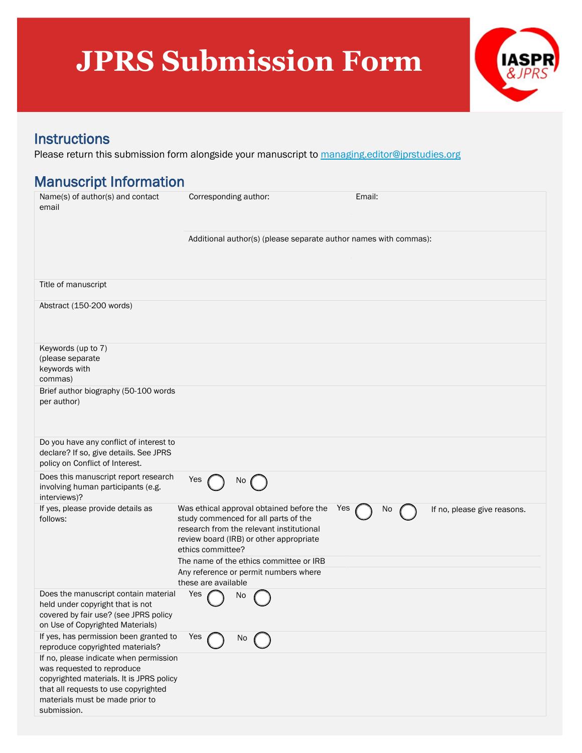# JPRS Submission Form

## Instructions

Please return this submission form alongside your manuscript to managing.editor@jprstudies.org

## Manuscript Information

| | | | | |
|---|---|---|---|---|
| Name(s) of author(s) and contact email | Corresponding author: | | Email: | |
| | Additional author(s) (please separate author names with commas): | | | |
| Title of manuscript | | | | |
| Abstract (150-200 words) | | | | |
| Keywords (up to 7) (please separate keywords with commas) | | | | |
| Brief author biography (50-100 words per author) | | | | |
| Do you have any conflict of interest to declare? If so, give details. See JPRS policy on Conflict of Interest. | | | | |
| Does this manuscript report research involving human participants (e.g. interviews)? | Yes ◯ No ◯ | | | |
| If yes, please provide details as follows: | Was ethical approval obtained before the study commenced for all parts of the research from the relevant institutional review board (IRB) or other appropriate ethics committee? | Yes ◯ No ◯ | If no, please give reasons. | |
| | The name of the ethics committee or IRB | | | |
| | Any reference or permit numbers where these are available | | | |
| Does the manuscript contain material held under copyright that is not covered by fair use? (see JPRS policy on Use of Copyrighted Materials) | Yes ◯ No ◯ | | | |
| If yes, has permission been granted to reproduce copyrighted materials? | Yes ◯ No ◯ | | | |
| If no, please indicate when permission was requested to reproduce copyrighted materials. It is JPRS policy that all requests to use copyrighted materials must be made prior to submission. | | | | |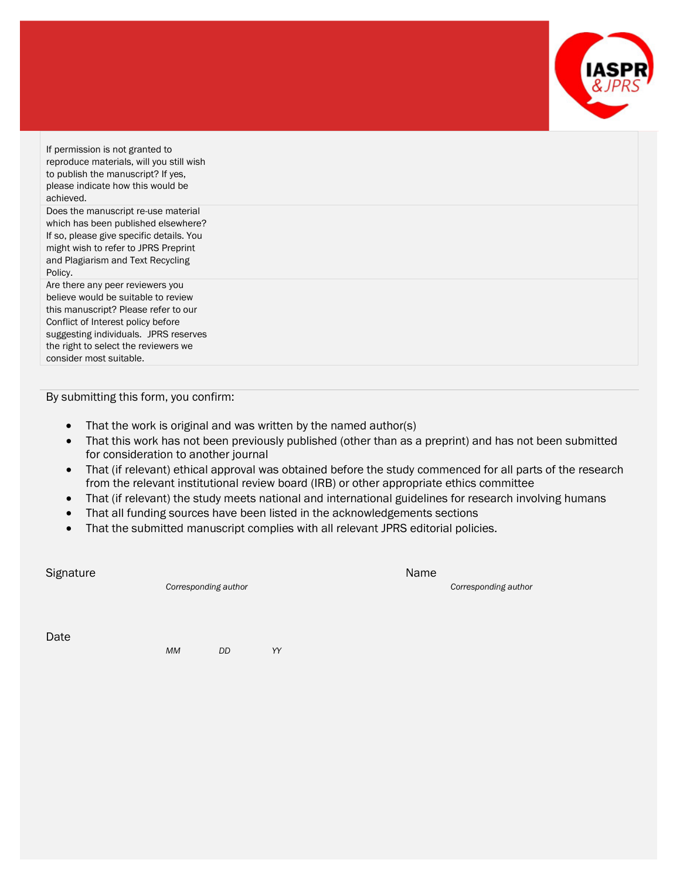| | |
|---|---|
| If permission is not granted to reproduce materials, will you still wish to publish the manuscript? If yes, please indicate how this would be achieved. | |
| Does the manuscript re-use material which has been published elsewhere? If so, please give specific details. You might wish to refer to JPRS Preprint and Plagiarism and Text Recycling Policy. | |
| Are there any peer reviewers you believe would be suitable to review this manuscript? Please refer to our Conflict of Interest policy before suggesting individuals. JPRS reserves the right to select the reviewers we consider most suitable. | |

By submitting this form, you confirm:

- That the work is original and was written by the named author(s)
- That this work has not been previously published (other than as a preprint) and has not been submitted for consideration to another journal
- That (if relevant) ethical approval was obtained before the study commenced for all parts of the research from the relevant institutional review board (IRB) or other appropriate ethics committee
- That (if relevant) the study meets national and international guidelines for research involving humans
- That all funding sources have been listed in the acknowledgements sections
- That the submitted manuscript complies with all relevant JPRS editorial policies.

Signature

*Corresponding author*

Name

*Corresponding author*

Date

*MM* *DD* *YY*